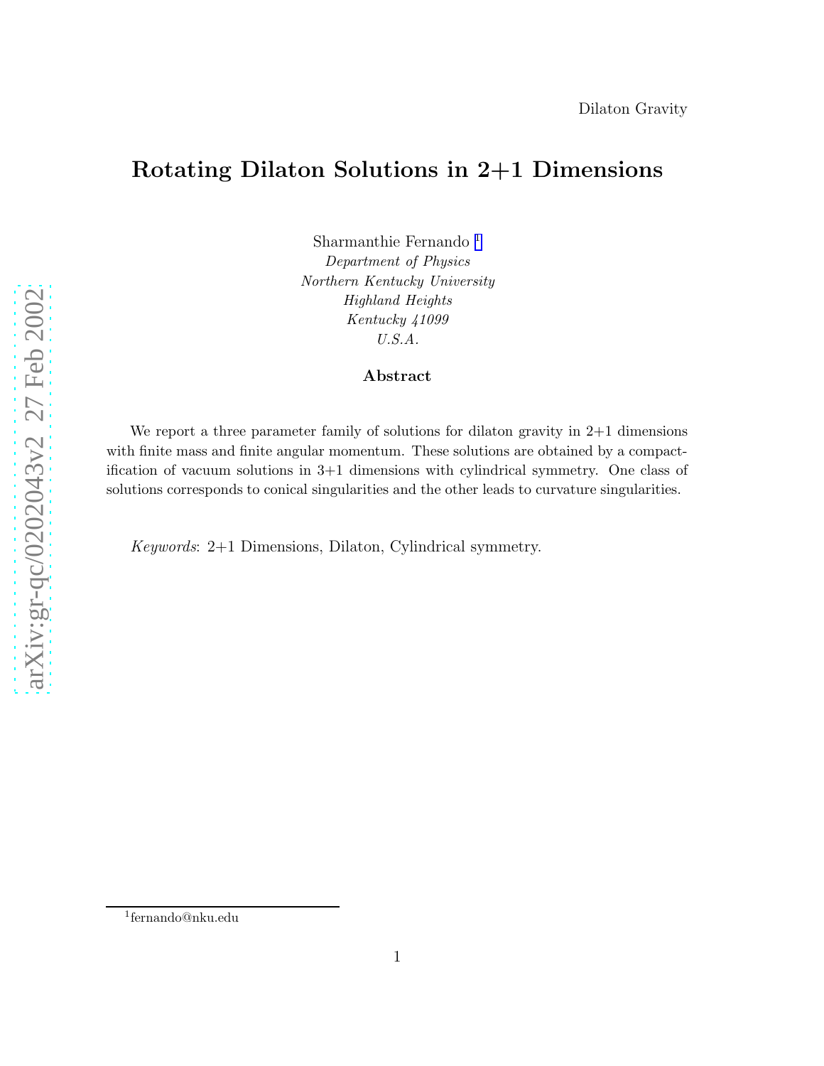Dilaton Gravity

# Rotating Dilaton Solutions in 2+1 Dimensions

Sharmanthie Fernando [1]

*Department of Physics*
*Northern Kentucky University*
*Highland Heights*
*Kentucky 41099*
*U.S.A.*

### Abstract

We report a three parameter family of solutions for dilaton gravity in 2+1 dimensions with finite mass and finite angular momentum. These solutions are obtained by a compactification of vacuum solutions in 3+1 dimensions with cylindrical symmetry. One class of solutions corresponds to conical singularities and the other leads to curvature singularities.

*Keywords*: 2+1 Dimensions, Dilaton, Cylindrical symmetry.

[1] fernando@nku.edu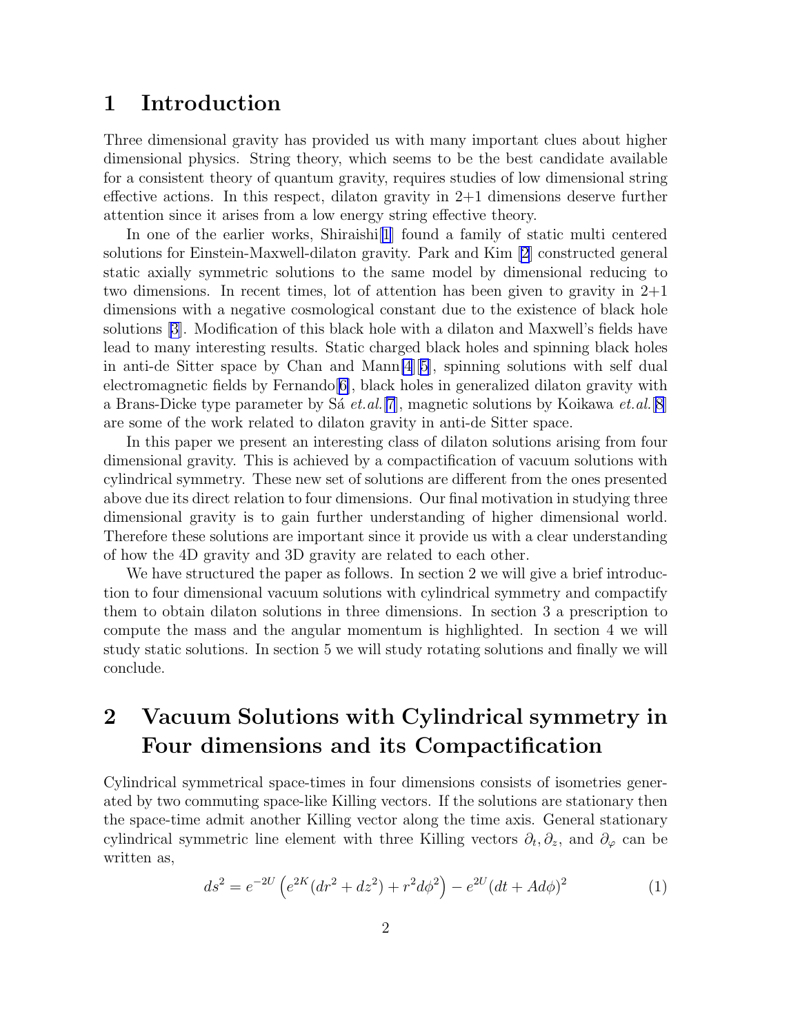# 1 Introduction

Three dimensional gravity has provided us with many important clues about higher dimensional physics. String theory, which seems to be the best candidate available for a consistent theory of quantum gravity, requires studies of low dimensional string effective actions. In this respect, dilaton gravity in 2+1 dimensions deserve further attention since it arises from a low energy string effective theory.

In one of the earlier works, Shiraishi[1] found a family of static multi centered solutions for Einstein-Maxwell-dilaton gravity. Park and Kim [2] constructed general static axially symmetric solutions to the same model by dimensional reducing to two dimensions. In recent times, lot of attention has been given to gravity in 2+1 dimensions with a negative cosmological constant due to the existence of black hole solutions [3]. Modification of this black hole with a dilaton and Maxwell's fields have lead to many interesting results. Static charged black holes and spinning black holes in anti-de Sitter space by Chan and Mann[4][5], spinning solutions with self dual electromagnetic fields by Fernando[6], black holes in generalized dilaton gravity with a Brans-Dicke type parameter by Sá *et.al.*[7], magnetic solutions by Koikawa *et.al.*[8] are some of the work related to dilaton gravity in anti-de Sitter space.

In this paper we present an interesting class of dilaton solutions arising from four dimensional gravity. This is achieved by a compactification of vacuum solutions with cylindrical symmetry. These new set of solutions are different from the ones presented above due its direct relation to four dimensions. Our final motivation in studying three dimensional gravity is to gain further understanding of higher dimensional world. Therefore these solutions are important since it provide us with a clear understanding of how the 4D gravity and 3D gravity are related to each other.

We have structured the paper as follows. In section 2 we will give a brief introduction to four dimensional vacuum solutions with cylindrical symmetry and compactify them to obtain dilaton solutions in three dimensions. In section 3 a prescription to compute the mass and the angular momentum is highlighted. In section 4 we will study static solutions. In section 5 we will study rotating solutions and finally we will conclude.

# 2 Vacuum Solutions with Cylindrical symmetry in Four dimensions and its Compactification

Cylindrical symmetrical space-times in four dimensions consists of isometries generated by two commuting space-like Killing vectors. If the solutions are stationary then the space-time admit another Killing vector along the time axis. General stationary cylindrical symmetric line element with three Killing vectors $\partial_t, \partial_z$, and $\partial_\varphi$ can be written as,

$$ds^2 = e^{-2U}\left(e^{2K}(dr^2 + dz^2) + r^2 d\phi^2\right) - e^{2U}(dt + Ad\phi)^2 \tag{1}$$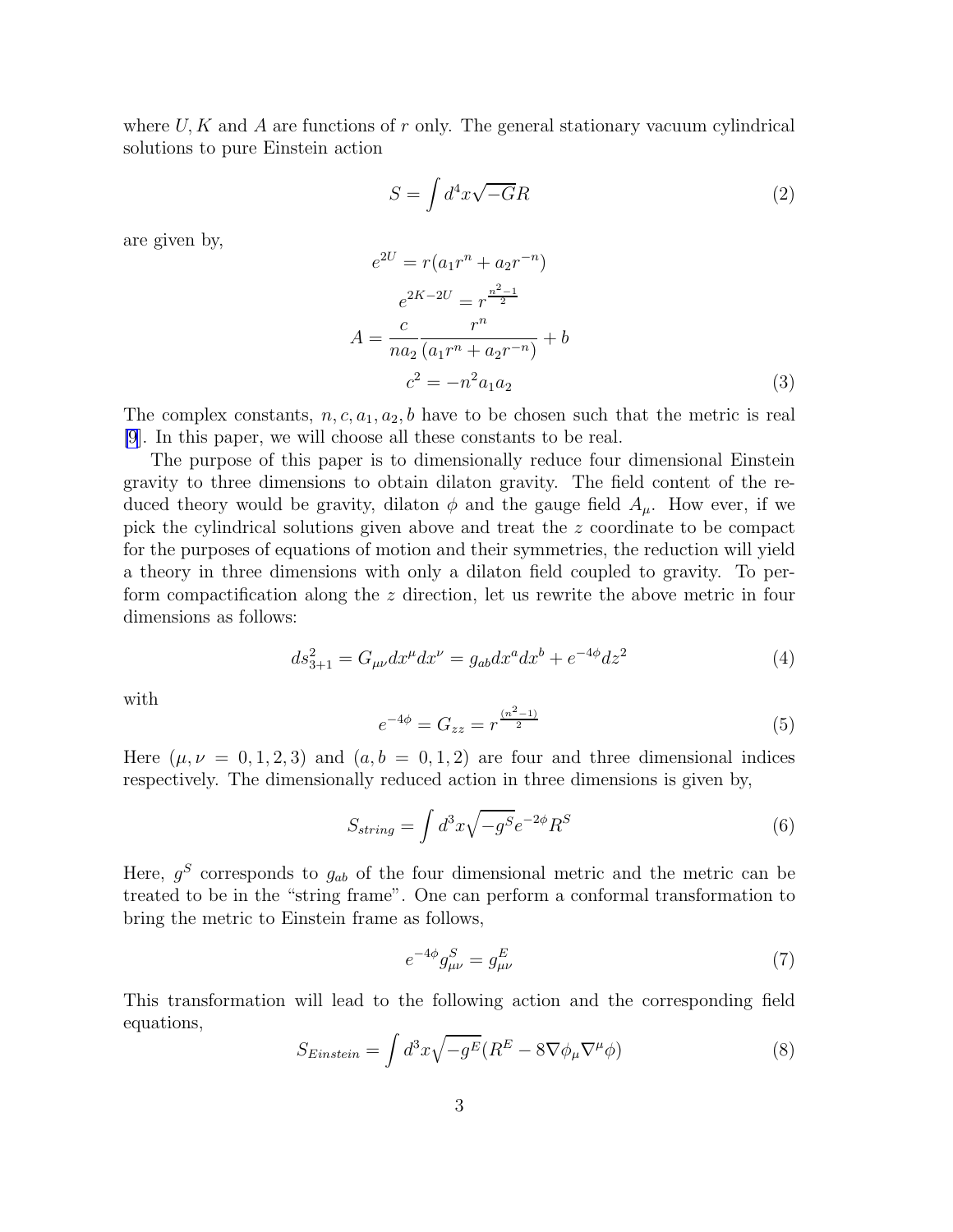where $U, K$ and $A$ are functions of $r$ only. The general stationary vacuum cylindrical solutions to pure Einstein action

$$S = \int d^4x\sqrt{-G}R \tag{2}$$

are given by,

$$\begin{aligned}
e^{2U} &= r(a_1 r^n + a_2 r^{-n}) \\
e^{2K-2U} &= r^{\frac{n^2-1}{2}} \\
A &= \frac{c}{na_2}\frac{r^n}{(a_1 r^n + a_2 r^{-n})} + b \\
c^2 &= -n^2 a_1 a_2
\end{aligned} \tag{3}$$

The complex constants, $n, c, a_1, a_2, b$ have to be chosen such that the metric is real [9]. In this paper, we will choose all these constants to be real.

The purpose of this paper is to dimensionally reduce four dimensional Einstein gravity to three dimensions to obtain dilaton gravity. The field content of the reduced theory would be gravity, dilaton $\phi$ and the gauge field $A_\mu$. How ever, if we pick the cylindrical solutions given above and treat the $z$ coordinate to be compact for the purposes of equations of motion and their symmetries, the reduction will yield a theory in three dimensions with only a dilaton field coupled to gravity. To perform compactification along the $z$ direction, let us rewrite the above metric in four dimensions as follows:

$$ds^2_{3+1} = G_{\mu\nu}dx^\mu dx^\nu = g_{ab}dx^a dx^b + e^{-4\phi}dz^2 \tag{4}$$

with

$$e^{-4\phi} = G_{zz} = r^{\frac{(n^2-1)}{2}} \tag{5}$$

Here $(\mu, \nu = 0, 1, 2, 3)$ and $(a, b = 0, 1, 2)$ are four and three dimensional indices respectively. The dimensionally reduced action in three dimensions is given by,

$$S_{string} = \int d^3x\sqrt{-g^S}e^{-2\phi}R^S \tag{6}$$

Here, $g^S$ corresponds to $g_{ab}$ of the four dimensional metric and the metric can be treated to be in the "string frame". One can perform a conformal transformation to bring the metric to Einstein frame as follows,

$$e^{-4\phi}g^S_{\mu\nu} = g^E_{\mu\nu} \tag{7}$$

This transformation will lead to the following action and the corresponding field equations,

$$S_{Einstein} = \int d^3x\sqrt{-g^E}(R^E - 8\nabla\phi_\mu\nabla^\mu\phi) \tag{8}$$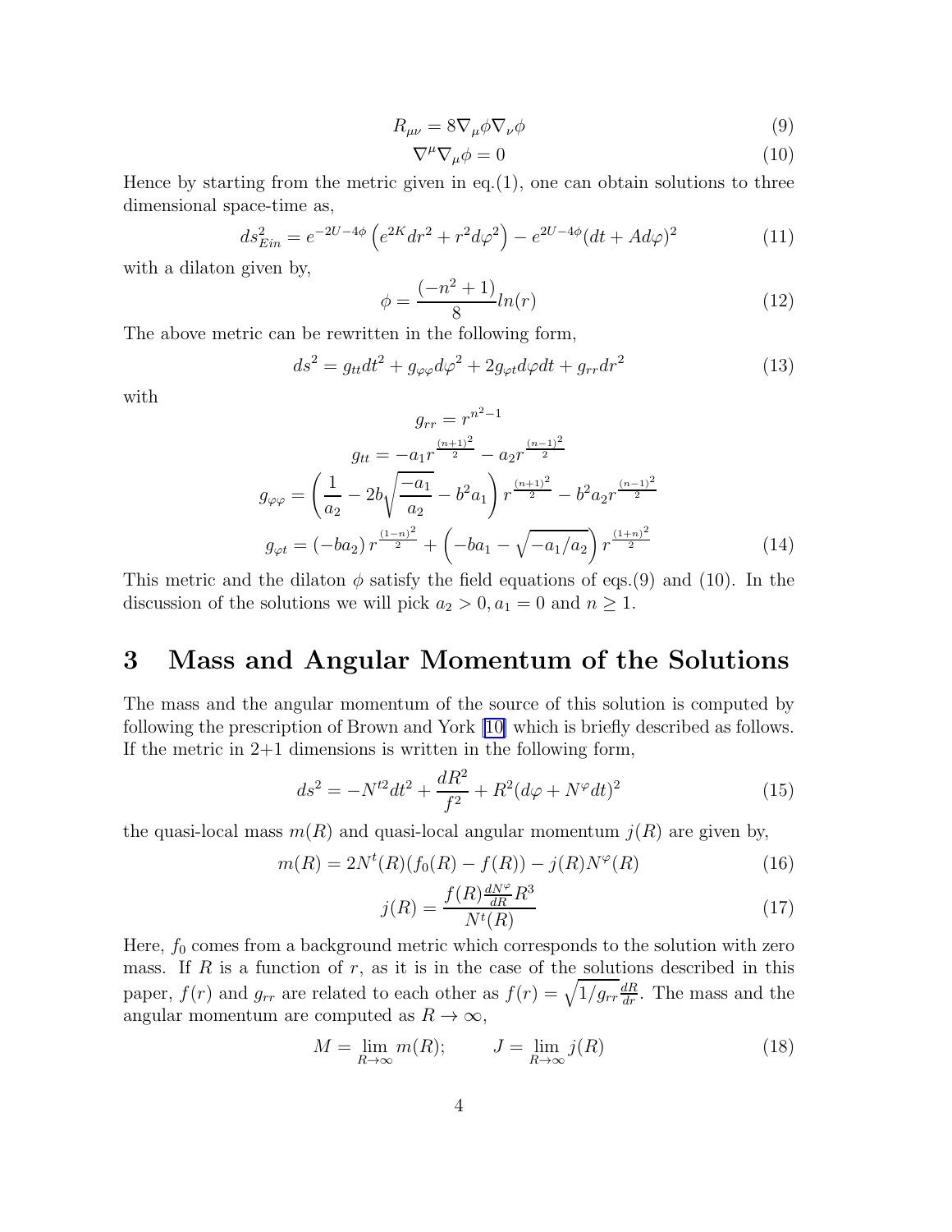$$R_{\mu\nu} = 8\nabla_\mu\phi\nabla_\nu\phi \tag{9}$$

$$\nabla^\mu\nabla_\mu\phi = 0 \tag{10}$$

Hence by starting from the metric given in eq.(1), one can obtain solutions to three dimensional space-time as,

$$ds^2_{Ein} = e^{-2U-4\phi}\left(e^{2K}dr^2 + r^2d\varphi^2\right) - e^{2U-4\phi}(dt + Ad\varphi)^2 \tag{11}$$

with a dilaton given by,

$$\phi = \frac{(-n^2+1)}{8}ln(r) \tag{12}$$

The above metric can be rewritten in the following form,

$$ds^2 = g_{tt}dt^2 + g_{\varphi\varphi}d\varphi^2 + 2g_{\varphi t}d\varphi dt + g_{rr}dr^2 \tag{13}$$

with

$$g_{rr} = r^{n^2-1}$$

$$g_{tt} = -a_1 r^{\frac{(n+1)^2}{2}} - a_2 r^{\frac{(n-1)^2}{2}}$$

$$g_{\varphi\varphi} = \left(\frac{1}{a_2} - 2b\sqrt{\frac{-a_1}{a_2}} - b^2a_1\right)r^{\frac{(n+1)^2}{2}} - b^2a_2r^{\frac{(n-1)^2}{2}}$$

$$g_{\varphi t} = (-ba_2)\,r^{\frac{(1-n)^2}{2}} + \left(-ba_1 - \sqrt{-a_1/a_2}\right)r^{\frac{(1+n)^2}{2}} \tag{14}$$

This metric and the dilaton $\phi$ satisfy the field equations of eqs.(9) and (10). In the discussion of the solutions we will pick $a_2 > 0, a_1 = 0$ and $n \geq 1$.

## 3 Mass and Angular Momentum of the Solutions

The mass and the angular momentum of the source of this solution is computed by following the prescription of Brown and York [10] which is briefly described as follows. If the metric in 2+1 dimensions is written in the following form,

$$ds^2 = -N^{t2}dt^2 + \frac{dR^2}{f^2} + R^2(d\varphi + N^\varphi dt)^2 \tag{15}$$

the quasi-local mass $m(R)$ and quasi-local angular momentum $j(R)$ are given by,

$$m(R) = 2N^t(R)(f_0(R) - f(R)) - j(R)N^\varphi(R) \tag{16}$$

$$j(R) = \frac{f(R)\frac{dN^\varphi}{dR}R^3}{N^t(R)} \tag{17}$$

Here, $f_0$ comes from a background metric which corresponds to the solution with zero mass. If $R$ is a function of $r$, as it is in the case of the solutions described in this paper, $f(r)$ and $g_{rr}$ are related to each other as $f(r) = \sqrt{1/g_{rr}}\frac{dR}{dr}$. The mass and the angular momentum are computed as $R \to \infty$,

$$M = \lim_{R\to\infty} m(R); \qquad J = \lim_{R\to\infty} j(R) \tag{18}$$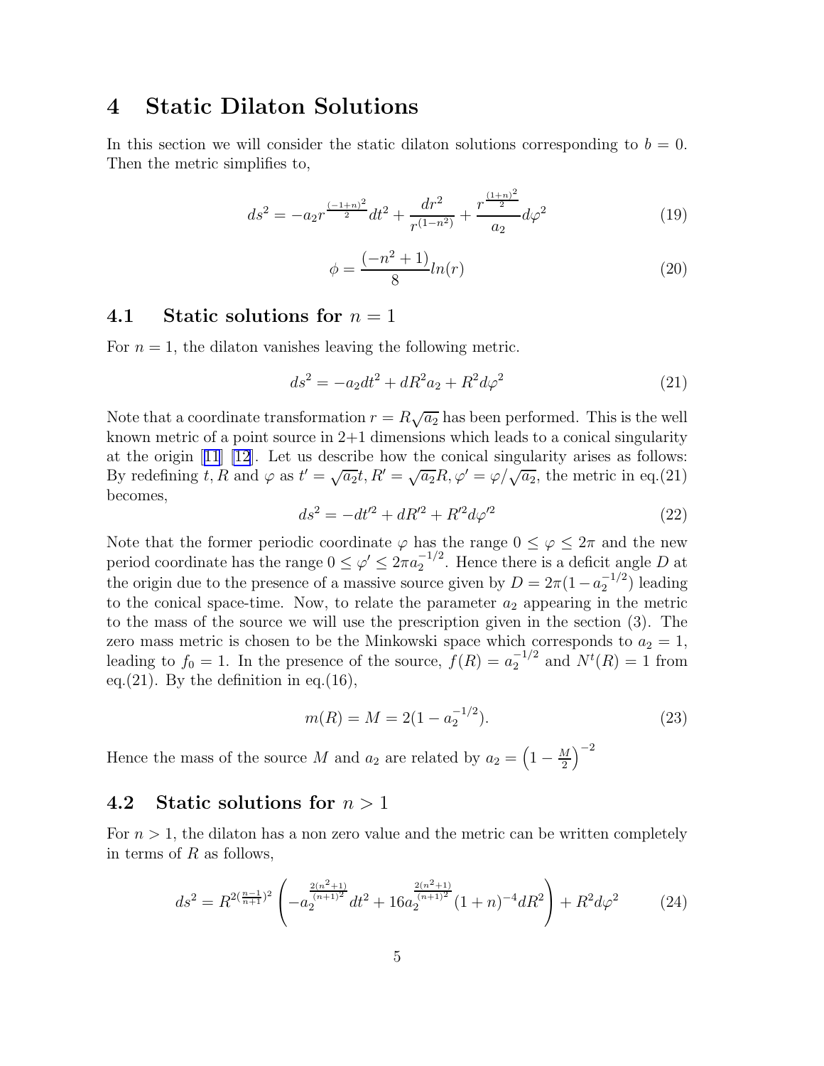# 4 Static Dilaton Solutions

In this section we will consider the static dilaton solutions corresponding to $b = 0$. Then the metric simplifies to,

$$ds^2 = -a_2 r^{\frac{(-1+n)^2}{2}} dt^2 + \frac{dr^2}{r^{(1-n^2)}} + \frac{r^{\frac{(1+n)^2}{2}}}{a_2} d\varphi^2 \tag{19}$$

$$\phi = \frac{(-n^2+1)}{8} ln(r) \tag{20}$$

## 4.1 Static solutions for $n = 1$

For $n = 1$, the dilaton vanishes leaving the following metric.

$$ds^2 = -a_2 dt^2 + dR^2 a_2 + R^2 d\varphi^2 \tag{21}$$

Note that a coordinate transformation $r = R\sqrt{a_2}$ has been performed. This is the well known metric of a point source in 2+1 dimensions which leads to a conical singularity at the origin [11] [12]. Let us describe how the conical singularity arises as follows: By redefining $t, R$ and $\varphi$ as $t' = \sqrt{a_2}t, R' = \sqrt{a_2}R, \varphi' = \varphi/\sqrt{a_2}$, the metric in eq.(21) becomes,

$$ds^2 = -dt'^2 + dR'^2 + R'^2 d\varphi'^2 \tag{22}$$

Note that the former periodic coordinate $\varphi$ has the range $0 \leq \varphi \leq 2\pi$ and the new period coordinate has the range $0 \leq \varphi' \leq 2\pi a_2^{-1/2}$. Hence there is a deficit angle $D$ at the origin due to the presence of a massive source given by $D = 2\pi(1 - a_2^{-1/2})$ leading to the conical space-time. Now, to relate the parameter $a_2$ appearing in the metric to the mass of the source we will use the prescription given in the section (3). The zero mass metric is chosen to be the Minkowski space which corresponds to $a_2 = 1$, leading to $f_0 = 1$. In the presence of the source, $f(R) = a_2^{-1/2}$ and $N^t(R) = 1$ from eq.(21). By the definition in eq.(16),

$$m(R) = M = 2(1 - a_2^{-1/2}). \tag{23}$$

Hence the mass of the source $M$ and $a_2$ are related by $a_2 = \left(1 - \frac{M}{2}\right)^{-2}$

## 4.2 Static solutions for $n > 1$

For $n > 1$, the dilaton has a non zero value and the metric can be written completely in terms of $R$ as follows,

$$ds^2 = R^{2(\frac{n-1}{n+1})^2} \left( -a_2^{\frac{2(n^2+1)}{(n+1)^2}} dt^2 + 16 a_2^{\frac{2(n^2+1)}{(n+1)^2}} (1+n)^{-4} dR^2 \right) + R^2 d\varphi^2 \tag{24}$$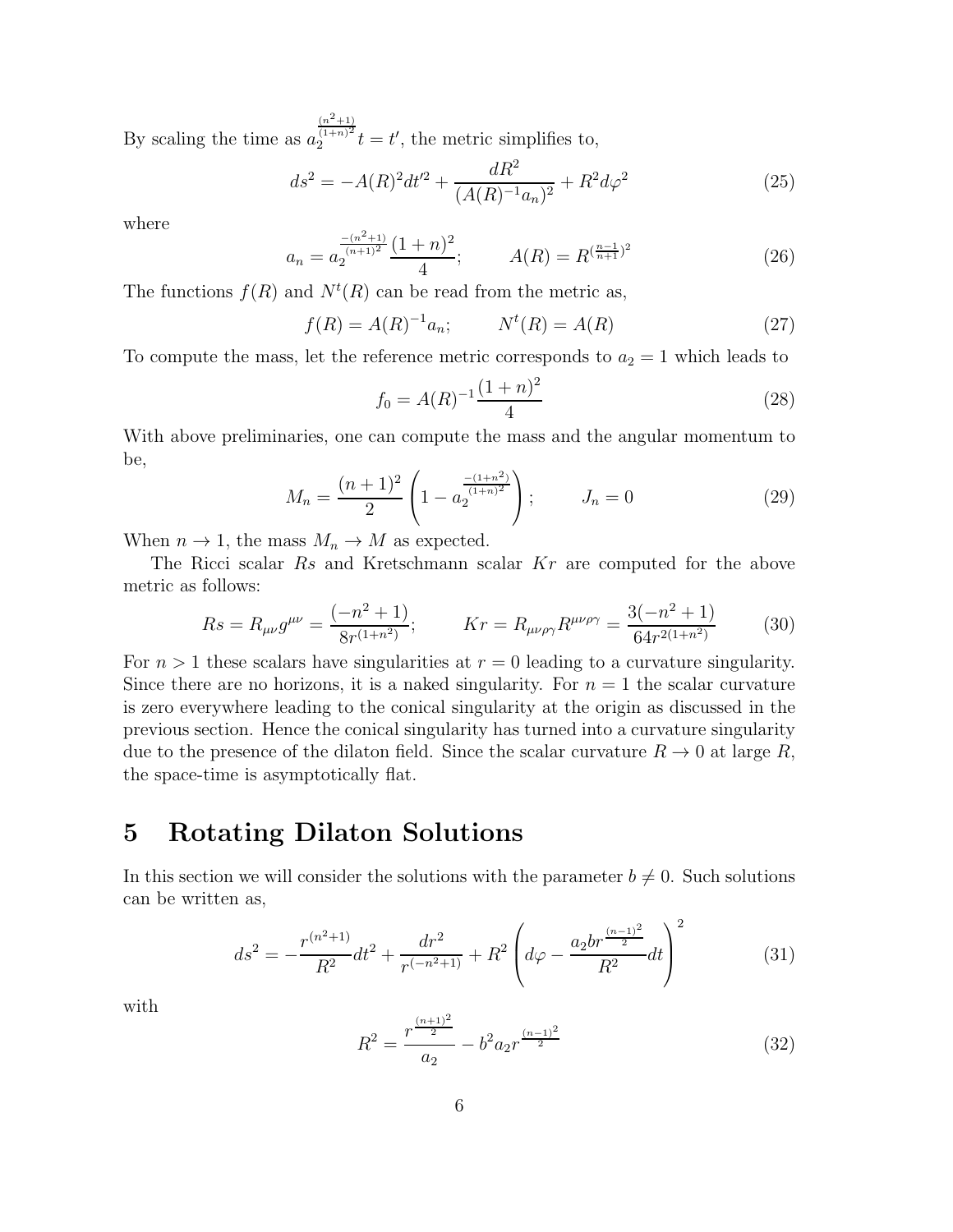By scaling the time as $a_2^{\frac{(n^2+1)}{(1+n)^2}} t = t'$, the metric simplifies to,

$$ds^2 = -A(R)^2 dt'^2 + \frac{dR^2}{(A(R)^{-1} a_n)^2} + R^2 d\varphi^2 \tag{25}$$

where

$$a_n = a_2^{\frac{-(n^2+1)}{(n+1)^2}} \frac{(1+n)^2}{4}; \qquad A(R) = R^{(\frac{n-1}{n+1})^2} \tag{26}$$

The functions $f(R)$ and $N^t(R)$ can be read from the metric as,

$$f(R) = A(R)^{-1} a_n; \qquad N^t(R) = A(R) \tag{27}$$

To compute the mass, let the reference metric corresponds to $a_2 = 1$ which leads to

$$f_0 = A(R)^{-1} \frac{(1+n)^2}{4} \tag{28}$$

With above preliminaries, one can compute the mass and the angular momentum to be,

$$M_n = \frac{(n+1)^2}{2} \left( 1 - a_2^{\frac{-(1+n^2)}{(1+n)^2}} \right); \qquad J_n = 0 \tag{29}$$

When $n \to 1$, the mass $M_n \to M$ as expected.

The Ricci scalar $Rs$ and Kretschmann scalar $Kr$ are computed for the above metric as follows:

$$Rs = R_{\mu\nu} g^{\mu\nu} = \frac{(-n^2+1)}{8 r^{(1+n^2)}}; \qquad Kr = R_{\mu\nu\rho\gamma} R^{\mu\nu\rho\gamma} = \frac{3(-n^2+1)}{64 r^{2(1+n^2)}} \tag{30}$$

For $n > 1$ these scalars have singularities at $r = 0$ leading to a curvature singularity. Since there are no horizons, it is a naked singularity. For $n = 1$ the scalar curvature is zero everywhere leading to the conical singularity at the origin as discussed in the previous section. Hence the conical singularity has turned into a curvature singularity due to the presence of the dilaton field. Since the scalar curvature $R \to 0$ at large $R$, the space-time is asymptotically flat.

# 5 Rotating Dilaton Solutions

In this section we will consider the solutions with the parameter $b \neq 0$. Such solutions can be written as,

$$ds^2 = -\frac{r^{(n^2+1)}}{R^2} dt^2 + \frac{dr^2}{r^{(-n^2+1)}} + R^2 \left( d\varphi - \frac{a_2 b r^{\frac{(n-1)^2}{2}}}{R^2} dt \right)^2 \tag{31}$$

with

$$R^2 = \frac{r^{\frac{(n+1)^2}{2}}}{a_2} - b^2 a_2 r^{\frac{(n-1)^2}{2}} \tag{32}$$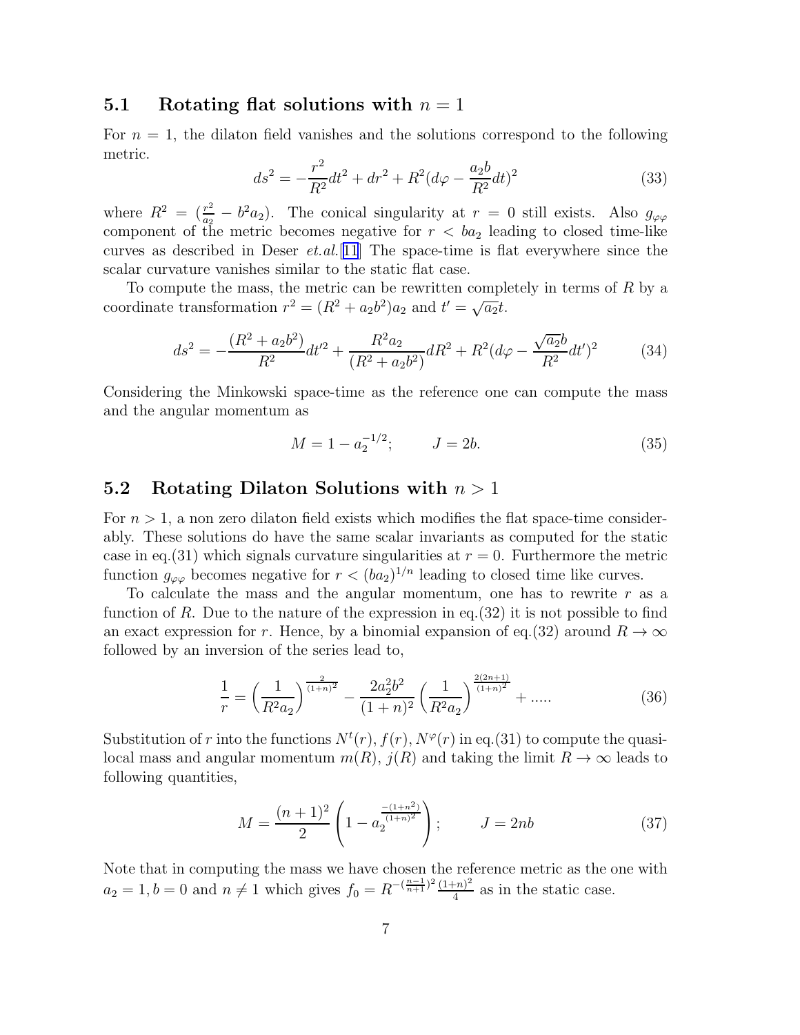### 5.1 Rotating flat solutions with $n = 1$

For $n = 1$, the dilaton field vanishes and the solutions correspond to the following metric.

$$ds^2 = -\frac{r^2}{R^2}dt^2 + dr^2 + R^2(d\varphi - \frac{a_2 b}{R^2}dt)^2 \tag{33}$$

where $R^2 = (\frac{r^2}{a_2} - b^2 a_2)$. The conical singularity at $r = 0$ still exists. Also $g_{\varphi\varphi}$ component of the metric becomes negative for $r < ba_2$ leading to closed time-like curves as described in Deser *et.al.*[11] The space-time is flat everywhere since the scalar curvature vanishes similar to the static flat case.

To compute the mass, the metric can be rewritten completely in terms of $R$ by a coordinate transformation $r^2 = (R^2 + a_2 b^2)a_2$ and $t' = \sqrt{a_2}t$.

$$ds^2 = -\frac{(R^2 + a_2 b^2)}{R^2}dt'^2 + \frac{R^2 a_2}{(R^2 + a_2 b^2)}dR^2 + R^2(d\varphi - \frac{\sqrt{a_2}b}{R^2}dt')^2 \tag{34}$$

Considering the Minkowski space-time as the reference one can compute the mass and the angular momentum as

$$M = 1 - a_2^{-1/2}; \qquad J = 2b. \tag{35}$$

### 5.2 Rotating Dilaton Solutions with $n > 1$

For $n > 1$, a non zero dilaton field exists which modifies the flat space-time considerably. These solutions do have the same scalar invariants as computed for the static case in eq.(31) which signals curvature singularities at $r = 0$. Furthermore the metric function $g_{\varphi\varphi}$ becomes negative for $r < (ba_2)^{1/n}$ leading to closed time like curves.

To calculate the mass and the angular momentum, one has to rewrite $r$ as a function of $R$. Due to the nature of the expression in eq.(32) it is not possible to find an exact expression for $r$. Hence, by a binomial expansion of eq.(32) around $R \to \infty$ followed by an inversion of the series lead to,

$$\frac{1}{r} = \left(\frac{1}{R^2 a_2}\right)^{\frac{2}{(1+n)^2}} - \frac{2a_2^2 b^2}{(1+n)^2}\left(\frac{1}{R^2 a_2}\right)^{\frac{2(2n+1)}{(1+n)^2}} + ..... \tag{36}$$

Substitution of $r$ into the functions $N^t(r), f(r), N^\varphi(r)$ in eq.(31) to compute the quasi-local mass and angular momentum $m(R)$, $j(R)$ and taking the limit $R \to \infty$ leads to following quantities,

$$M = \frac{(n+1)^2}{2}\left(1 - a_2^{\frac{-(1+n^2)}{(1+n)^2}}\right); \qquad J = 2nb \tag{37}$$

Note that in computing the mass we have chosen the reference metric as the one with $a_2 = 1, b = 0$ and $n \neq 1$ which gives $f_0 = R^{-(\frac{n-1}{n+1})^2}\frac{(1+n)^2}{4}$ as in the static case.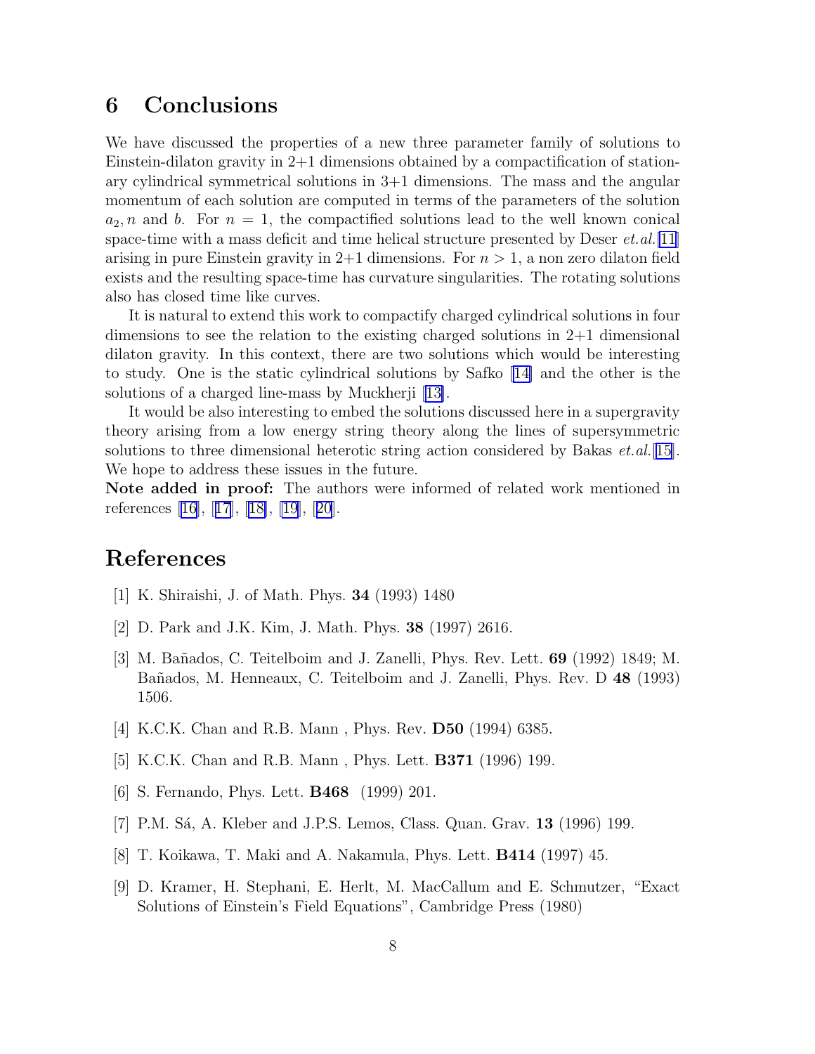## 6 Conclusions

We have discussed the properties of a new three parameter family of solutions to Einstein-dilaton gravity in 2+1 dimensions obtained by a compactification of stationary cylindrical symmetrical solutions in 3+1 dimensions. The mass and the angular momentum of each solution are computed in terms of the parameters of the solution $a_2, n$ and $b$. For $n = 1$, the compactified solutions lead to the well known conical space-time with a mass deficit and time helical structure presented by Deser *et.al.*[11] arising in pure Einstein gravity in 2+1 dimensions. For $n > 1$, a non zero dilaton field exists and the resulting space-time has curvature singularities. The rotating solutions also has closed time like curves.

It is natural to extend this work to compactify charged cylindrical solutions in four dimensions to see the relation to the existing charged solutions in 2+1 dimensional dilaton gravity. In this context, there are two solutions which would be interesting to study. One is the static cylindrical solutions by Safko [14] and the other is the solutions of a charged line-mass by Muckherji [13].

It would be also interesting to embed the solutions discussed here in a supergravity theory arising from a low energy string theory along the lines of supersymmetric solutions to three dimensional heterotic string action considered by Bakas *et.al.*[15]. We hope to address these issues in the future.

**Note added in proof:** The authors were informed of related work mentioned in references [16], [17], [18], [19], [20].

## References

[1] K. Shiraishi, J. of Math. Phys. **34** (1993) 1480

[2] D. Park and J.K. Kim, J. Math. Phys. **38** (1997) 2616.

[3] M. Bañados, C. Teitelboim and J. Zanelli, Phys. Rev. Lett. **69** (1992) 1849; M. Bañados, M. Henneaux, C. Teitelboim and J. Zanelli, Phys. Rev. D **48** (1993) 1506.

[4] K.C.K. Chan and R.B. Mann , Phys. Rev. **D50** (1994) 6385.

[5] K.C.K. Chan and R.B. Mann , Phys. Lett. **B371** (1996) 199.

[6] S. Fernando, Phys. Lett. **B468** (1999) 201.

[7] P.M. Sá, A. Kleber and J.P.S. Lemos, Class. Quan. Grav. **13** (1996) 199.

[8] T. Koikawa, T. Maki and A. Nakamula, Phys. Lett. **B414** (1997) 45.

[9] D. Kramer, H. Stephani, E. Herlt, M. MacCallum and E. Schmutzer, "Exact Solutions of Einstein's Field Equations", Cambridge Press (1980)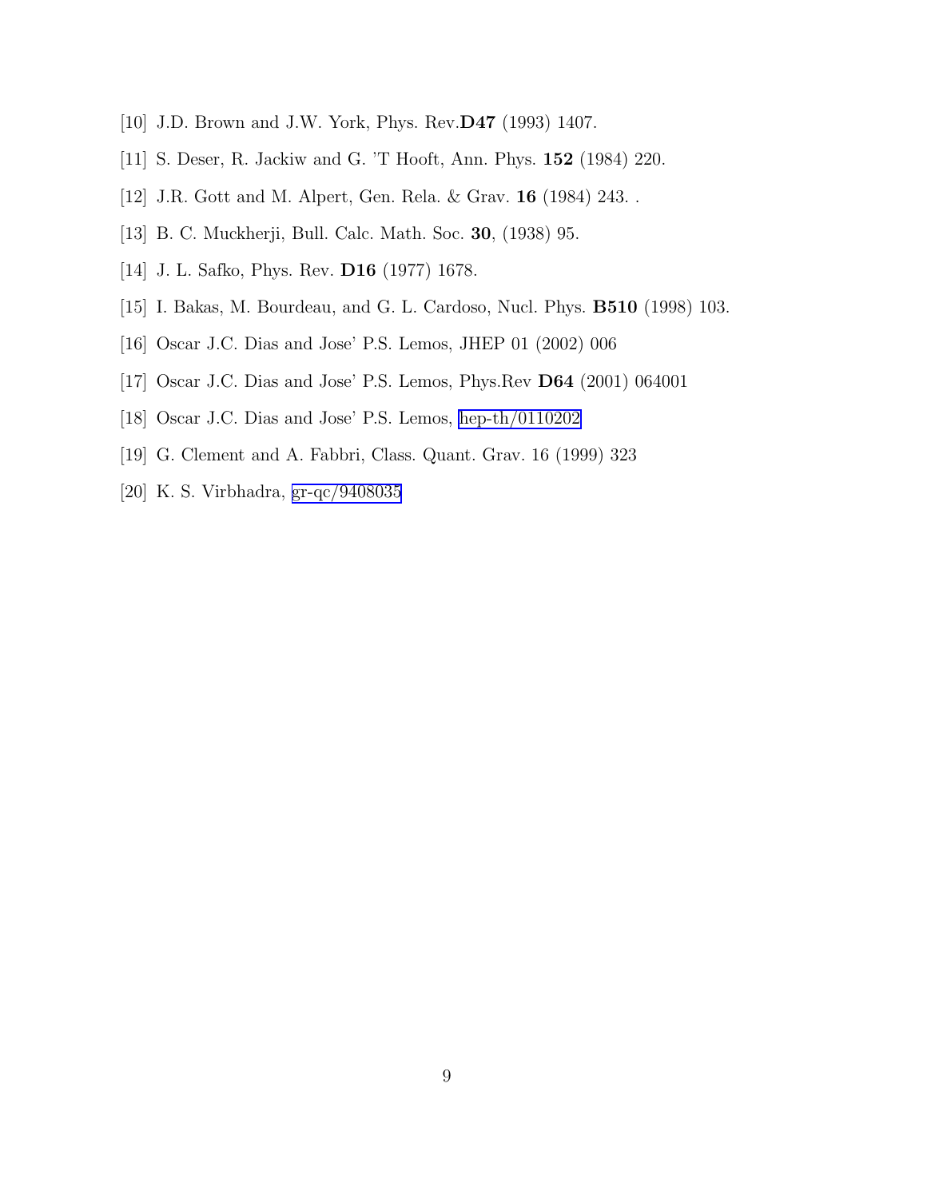[10] J.D. Brown and J.W. York, Phys. Rev.**D47** (1993) 1407.

[11] S. Deser, R. Jackiw and G. 'T Hooft, Ann. Phys. **152** (1984) 220.

[12] J.R. Gott and M. Alpert, Gen. Rela. & Grav. **16** (1984) 243. .

[13] B. C. Muckherji, Bull. Calc. Math. Soc. **30**, (1938) 95.

[14] J. L. Safko, Phys. Rev. **D16** (1977) 1678.

[15] I. Bakas, M. Bourdeau, and G. L. Cardoso, Nucl. Phys. **B510** (1998) 103.

[16] Oscar J.C. Dias and Jose' P.S. Lemos, JHEP 01 (2002) 006

[17] Oscar J.C. Dias and Jose' P.S. Lemos, Phys.Rev **D64** (2001) 064001

[18] Oscar J.C. Dias and Jose' P.S. Lemos, hep-th/0110202

[19] G. Clement and A. Fabbri, Class. Quant. Grav. 16 (1999) 323

[20] K. S. Virbhadra, gr-qc/9408035